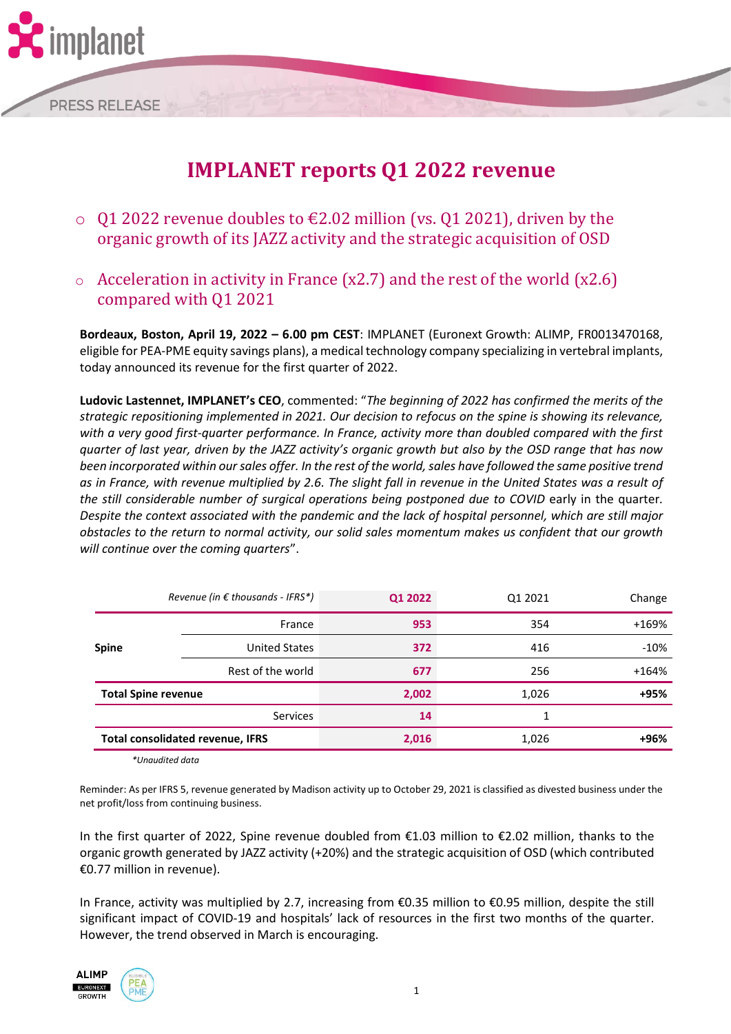# IMPLANET reports Q1 2022 revenue

- Q1 2022 revenue doubles to €2.02 million (vs. Q1 2021), driven by the organic growth of its JAZZ activity and the strategic acquisition of OSD
- Acceleration in activity in France (x2.7) and the rest of the world (x2.6) compared with Q1 2021

**Bordeaux, Boston, April 19, 2022 – 6.00 pm CEST**: IMPLANET (Euronext Growth: ALIMP, FR0013470168, eligible for PEA-PME equity savings plans), a medical technology company specializing in vertebral implants, today announced its revenue for the first quarter of 2022.

**Ludovic Lastennet, IMPLANET's CEO**, commented: "*The beginning of 2022 has confirmed the merits of the strategic repositioning implemented in 2021. Our decision to refocus on the spine is showing its relevance, with a very good first-quarter performance. In France, activity more than doubled compared with the first quarter of last year, driven by the JAZZ activity's organic growth but also by the OSD range that has now been incorporated within our sales offer. In the rest of the world, sales have followed the same positive trend as in France, with revenue multiplied by 2.6. The slight fall in revenue in the United States was a result of the still considerable number of surgical operations being postponed due to COVID* early in the quarter. *Despite the context associated with the pandemic and the lack of hospital personnel, which are still major obstacles to the return to normal activity, our solid sales momentum makes us confident that our growth will continue over the coming quarters*".

| | *Revenue (in € thousands - IFRS\*)* | **Q1 2022** | Q1 2021 | Change |
|---|---|---|---|---|
| **Spine** | France | **953** | 354 | +169% |
| | United States | **372** | 416 | -10% |
| | Rest of the world | **677** | 256 | +164% |
| **Total Spine revenue** | | **2,002** | 1,026 | **+95%** |
| | Services | **14** | 1 | |
| **Total consolidated revenue, IFRS** | | **2,016** | 1,026 | **+96%** |

*\*Unaudited data*

Reminder: As per IFRS 5, revenue generated by Madison activity up to October 29, 2021 is classified as divested business under the net profit/loss from continuing business.

In the first quarter of 2022, Spine revenue doubled from €1.03 million to €2.02 million, thanks to the organic growth generated by JAZZ activity (+20%) and the strategic acquisition of OSD (which contributed €0.77 million in revenue).

In France, activity was multiplied by 2.7, increasing from €0.35 million to €0.95 million, despite the still significant impact of COVID-19 and hospitals' lack of resources in the first two months of the quarter. However, the trend observed in March is encouraging.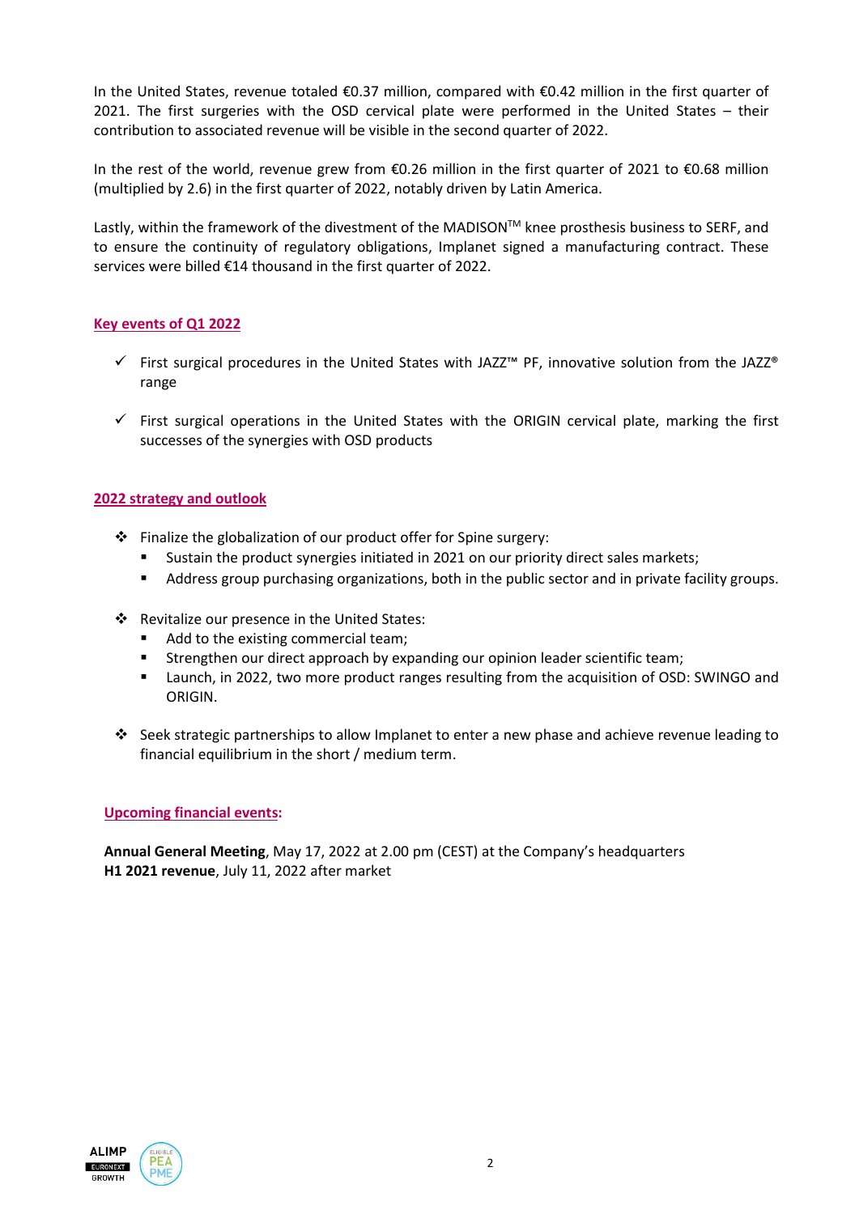In the United States, revenue totaled €0.37 million, compared with €0.42 million in the first quarter of 2021. The first surgeries with the OSD cervical plate were performed in the United States – their contribution to associated revenue will be visible in the second quarter of 2022.

In the rest of the world, revenue grew from €0.26 million in the first quarter of 2021 to €0.68 million (multiplied by 2.6) in the first quarter of 2022, notably driven by Latin America.

Lastly, within the framework of the divestment of the MADISON™ knee prosthesis business to SERF, and to ensure the continuity of regulatory obligations, Implanet signed a manufacturing contract. These services were billed €14 thousand in the first quarter of 2022.

## Key events of Q1 2022

- ✓ First surgical procedures in the United States with JAZZ™ PF, innovative solution from the JAZZ® range
- ✓ First surgical operations in the United States with the ORIGIN cervical plate, marking the first successes of the synergies with OSD products

## 2022 strategy and outlook

- ❖ Finalize the globalization of our product offer for Spine surgery:
  - Sustain the product synergies initiated in 2021 on our priority direct sales markets;
  - Address group purchasing organizations, both in the public sector and in private facility groups.
- ❖ Revitalize our presence in the United States:
  - Add to the existing commercial team;
  - Strengthen our direct approach by expanding our opinion leader scientific team;
  - Launch, in 2022, two more product ranges resulting from the acquisition of OSD: SWINGO and ORIGIN.
- ❖ Seek strategic partnerships to allow Implanet to enter a new phase and achieve revenue leading to financial equilibrium in the short / medium term.

## Upcoming financial events:

**Annual General Meeting**, May 17, 2022 at 2.00 pm (CEST) at the Company's headquarters
**H1 2021 revenue**, July 11, 2022 after market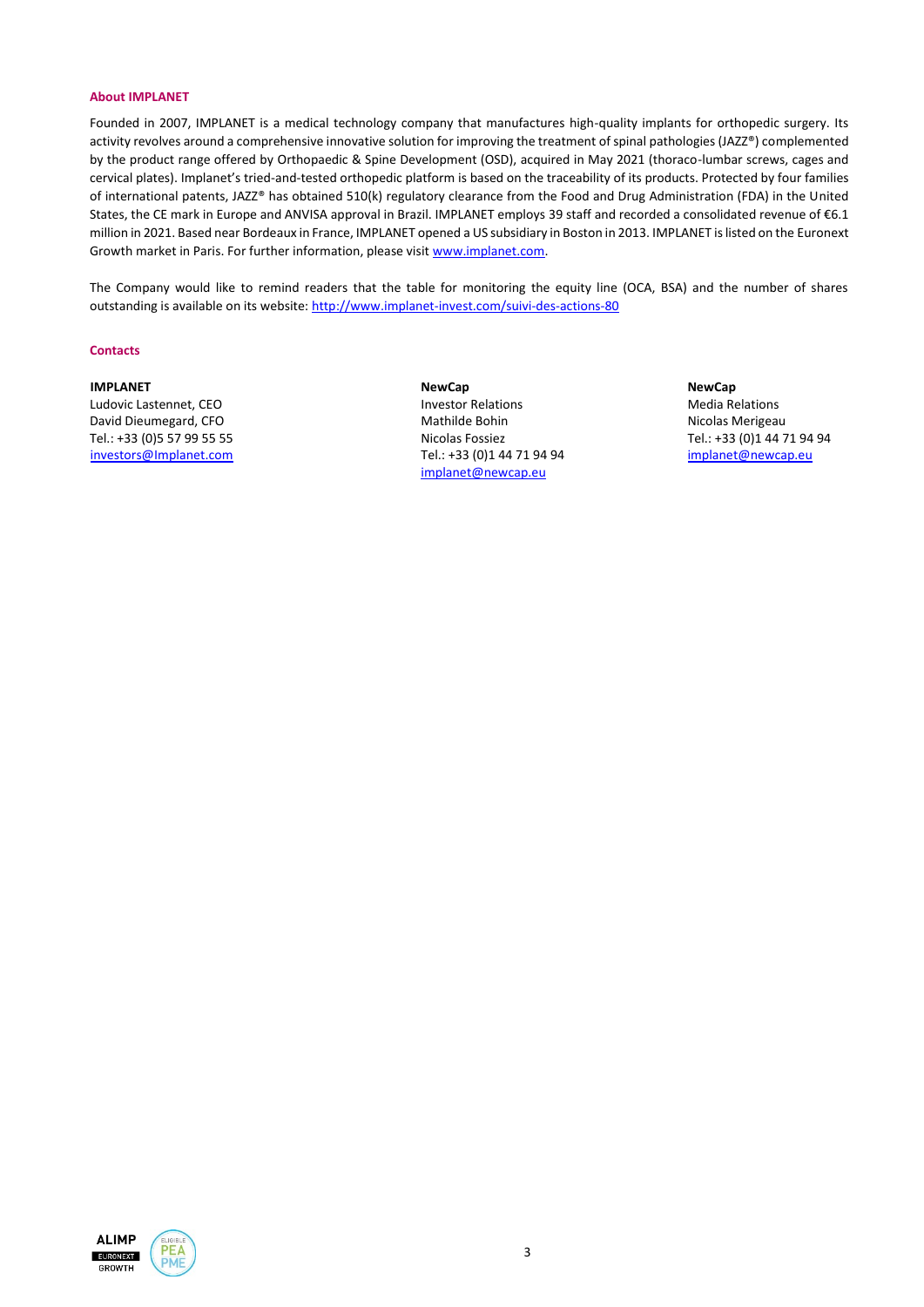## About IMPLANET

Founded in 2007, IMPLANET is a medical technology company that manufactures high-quality implants for orthopedic surgery. Its activity revolves around a comprehensive innovative solution for improving the treatment of spinal pathologies (JAZZ®) complemented by the product range offered by Orthopaedic & Spine Development (OSD), acquired in May 2021 (thoraco-lumbar screws, cages and cervical plates). Implanet's tried-and-tested orthopedic platform is based on the traceability of its products. Protected by four families of international patents, JAZZ® has obtained 510(k) regulatory clearance from the Food and Drug Administration (FDA) in the United States, the CE mark in Europe and ANVISA approval in Brazil. IMPLANET employs 39 staff and recorded a consolidated revenue of €6.1 million in 2021. Based near Bordeaux in France, IMPLANET opened a US subsidiary in Boston in 2013. IMPLANET is listed on the Euronext Growth market in Paris. For further information, please visit www.implanet.com.

The Company would like to remind readers that the table for monitoring the equity line (OCA, BSA) and the number of shares outstanding is available on its website: http://www.implanet-invest.com/suivi-des-actions-80

## Contacts

**IMPLANET**
Ludovic Lastennet, CEO
David Dieumegard, CFO
Tel.: +33 (0)5 57 99 55 55
investors@Implanet.com

**NewCap**
Investor Relations
Mathilde Bohin
Nicolas Fossiez
Tel.: +33 (0)1 44 71 94 94
implanet@newcap.eu

**NewCap**
Media Relations
Nicolas Merigeau
Tel.: +33 (0)1 44 71 94 94
implanet@newcap.eu

ALIMP
EURONEXT GROWTH
ELIGIBLE PEA PME